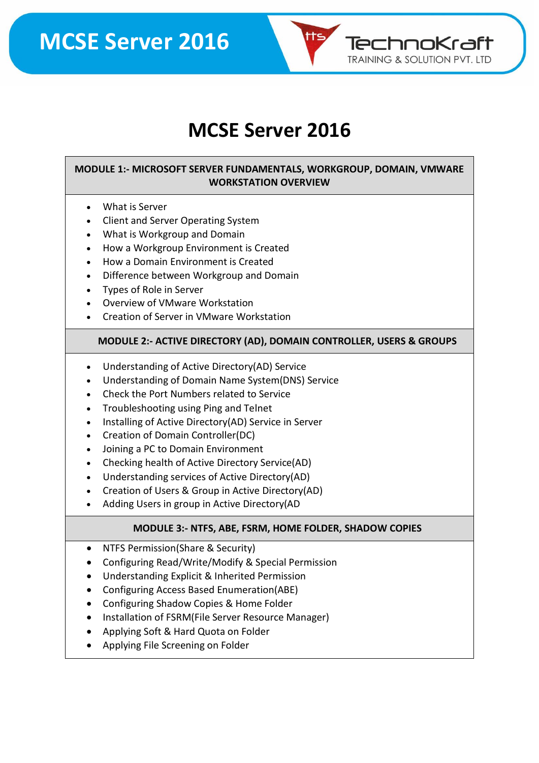# MCSE Server 2016

## MODULE 1:- MICROSOFT SERVER FUNDAMENTALS, WORKGROUP, DOMAIN, VMWARE WORKSTATION OVERVIEW

- What is Server
- Client and Server Operating System
- What is Workgroup and Domain
- How a Workgroup Environment is Created
- How a Domain Environment is Created
- Difference between Workgroup and Domain
- Types of Role in Server
- Overview of VMware Workstation
- Creation of Server in VMware Workstation

## MODULE 2:- ACTIVE DIRECTORY (AD), DOMAIN CONTROLLER, USERS & GROUPS

- Understanding of Active Directory(AD) Service
- Understanding of Domain Name System(DNS) Service
- Check the Port Numbers related to Service
- Troubleshooting using Ping and Telnet
- Installing of Active Directory(AD) Service in Server
- Creation of Domain Controller(DC)
- Joining a PC to Domain Environment
- Checking health of Active Directory Service(AD)
- Understanding services of Active Directory(AD)
- Creation of Users & Group in Active Directory(AD)
- Adding Users in group in Active Directory(AD

## MODULE 3:- NTFS, ABE, FSRM, HOME FOLDER, SHADOW COPIES

- NTFS Permission(Share & Security)
- Configuring Read/Write/Modify & Special Permission
- Understanding Explicit & Inherited Permission
- Configuring Access Based Enumeration(ABE)
- Configuring Shadow Copies & Home Folder
- Installation of FSRM(File Server Resource Manager)
- Applying Soft & Hard Quota on Folder
- Applying File Screening on Folder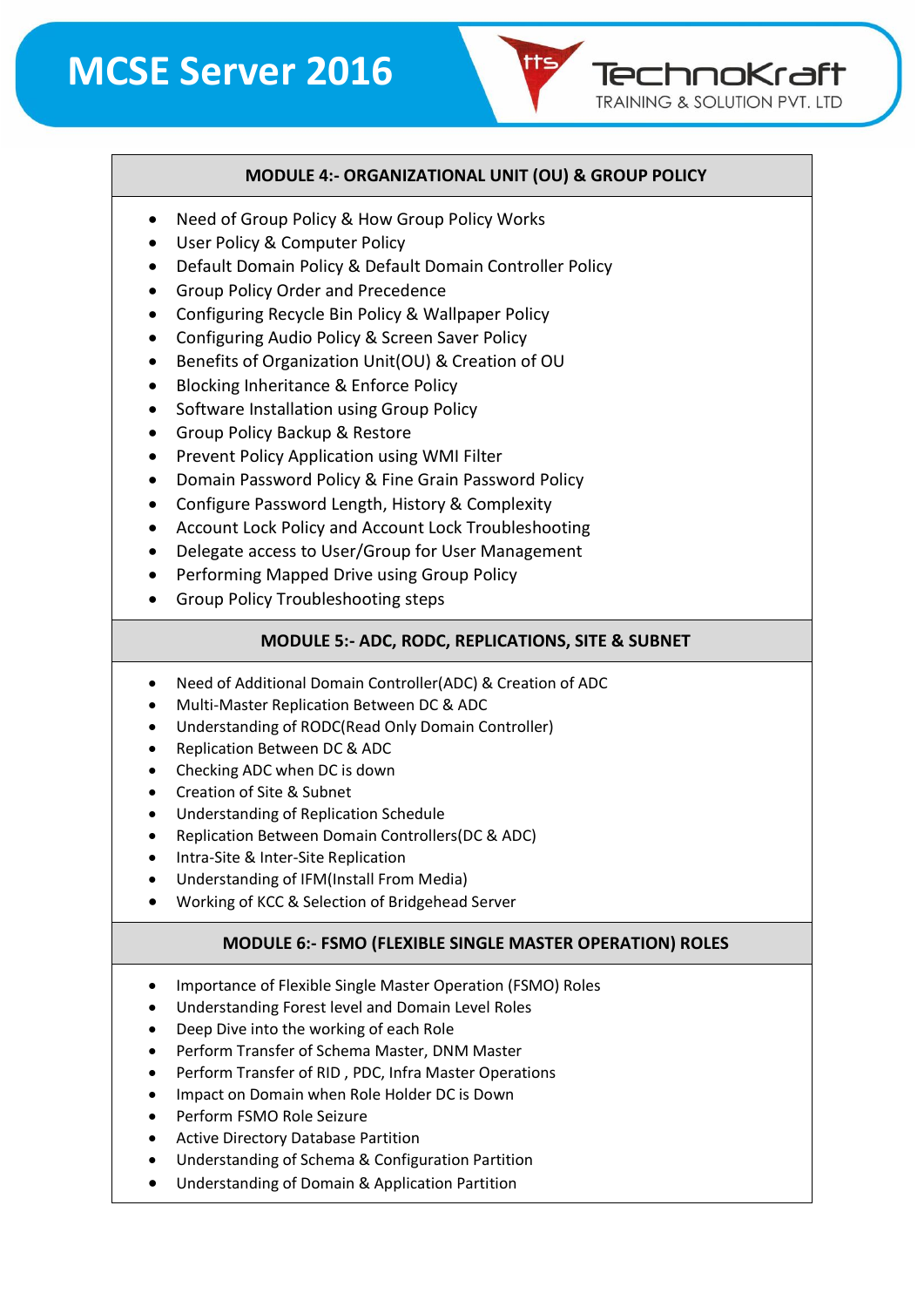## MODULE 4:- ORGANIZATIONAL UNIT (OU) & GROUP POLICY

- Need of Group Policy & How Group Policy Works
- User Policy & Computer Policy
- Default Domain Policy & Default Domain Controller Policy
- Group Policy Order and Precedence
- Configuring Recycle Bin Policy & Wallpaper Policy
- Configuring Audio Policy & Screen Saver Policy
- Benefits of Organization Unit(OU) & Creation of OU
- Blocking Inheritance & Enforce Policy
- Software Installation using Group Policy
- Group Policy Backup & Restore
- Prevent Policy Application using WMI Filter
- Domain Password Policy & Fine Grain Password Policy
- Configure Password Length, History & Complexity
- Account Lock Policy and Account Lock Troubleshooting
- Delegate access to User/Group for User Management
- Performing Mapped Drive using Group Policy
- Group Policy Troubleshooting steps

## MODULE 5:- ADC, RODC, REPLICATIONS, SITE & SUBNET

- Need of Additional Domain Controller(ADC) & Creation of ADC
- Multi-Master Replication Between DC & ADC
- Understanding of RODC(Read Only Domain Controller)
- Replication Between DC & ADC
- Checking ADC when DC is down
- Creation of Site & Subnet
- Understanding of Replication Schedule
- Replication Between Domain Controllers(DC & ADC)
- Intra-Site & Inter-Site Replication
- Understanding of IFM(Install From Media)
- Working of KCC & Selection of Bridgehead Server

## MODULE 6:- FSMO (FLEXIBLE SINGLE MASTER OPERATION) ROLES

- Importance of Flexible Single Master Operation (FSMO) Roles
- Understanding Forest level and Domain Level Roles
- Deep Dive into the working of each Role
- Perform Transfer of Schema Master, DNM Master
- Perform Transfer of RID , PDC, Infra Master Operations
- Impact on Domain when Role Holder DC is Down
- Perform FSMO Role Seizure
- Active Directory Database Partition
- Understanding of Schema & Configuration Partition
- Understanding of Domain & Application Partition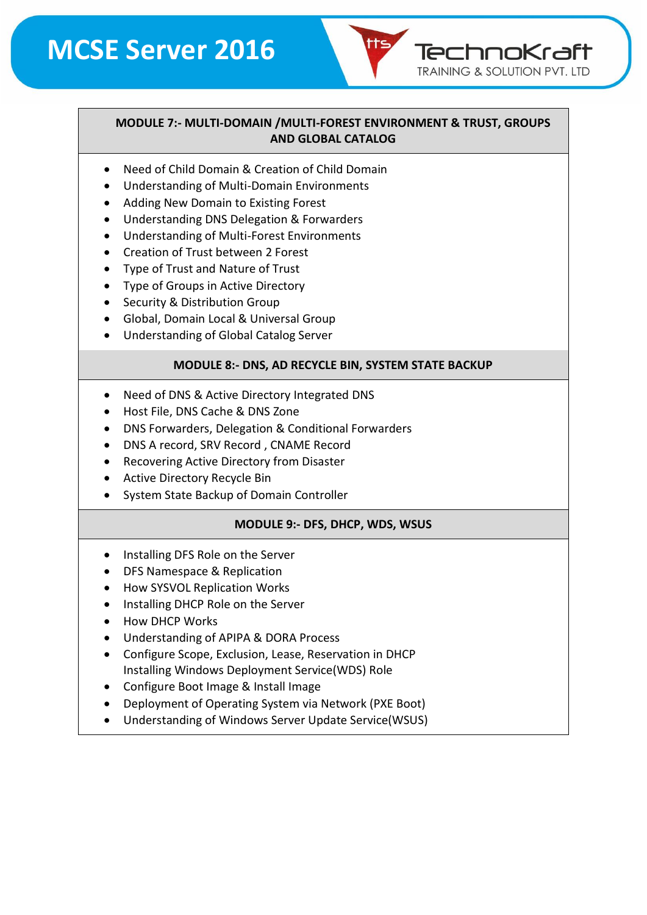## MODULE 7:- MULTI-DOMAIN /MULTI-FOREST ENVIRONMENT & TRUST, GROUPS AND GLOBAL CATALOG

- Need of Child Domain & Creation of Child Domain
- Understanding of Multi-Domain Environments
- Adding New Domain to Existing Forest
- Understanding DNS Delegation & Forwarders
- Understanding of Multi-Forest Environments
- Creation of Trust between 2 Forest
- Type of Trust and Nature of Trust
- Type of Groups in Active Directory
- Security & Distribution Group
- Global, Domain Local & Universal Group
- Understanding of Global Catalog Server

## MODULE 8:- DNS, AD RECYCLE BIN, SYSTEM STATE BACKUP

- Need of DNS & Active Directory Integrated DNS
- Host File, DNS Cache & DNS Zone
- DNS Forwarders, Delegation & Conditional Forwarders
- DNS A record, SRV Record , CNAME Record
- Recovering Active Directory from Disaster
- Active Directory Recycle Bin
- System State Backup of Domain Controller

## MODULE 9:- DFS, DHCP, WDS, WSUS

- Installing DFS Role on the Server
- DFS Namespace & Replication
- How SYSVOL Replication Works
- Installing DHCP Role on the Server
- How DHCP Works
- Understanding of APIPA & DORA Process
- Configure Scope, Exclusion, Lease, Reservation in DHCP
  Installing Windows Deployment Service(WDS) Role
- Configure Boot Image & Install Image
- Deployment of Operating System via Network (PXE Boot)
- Understanding of Windows Server Update Service(WSUS)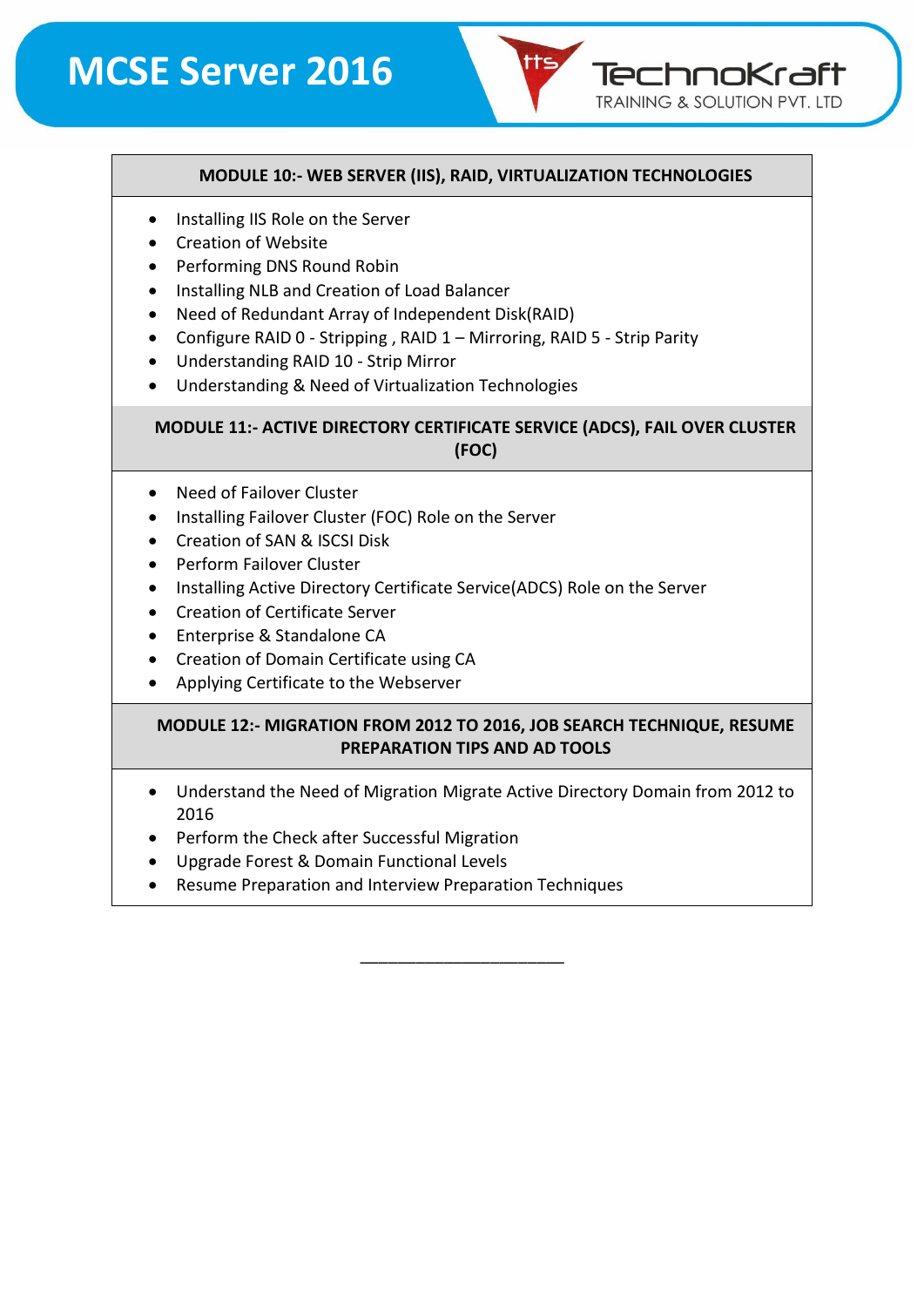## MODULE 10:- WEB SERVER (IIS), RAID, VIRTUALIZATION TECHNOLOGIES

- Installing IIS Role on the Server
- Creation of Website
- Performing DNS Round Robin
- Installing NLB and Creation of Load Balancer
- Need of Redundant Array of Independent Disk(RAID)
- Configure RAID 0 - Stripping , RAID 1 – Mirroring, RAID 5 - Strip Parity
- Understanding RAID 10 - Strip Mirror
- Understanding & Need of Virtualization Technologies

## MODULE 11:- ACTIVE DIRECTORY CERTIFICATE SERVICE (ADCS), FAIL OVER CLUSTER (FOC)

- Need of Failover Cluster
- Installing Failover Cluster (FOC) Role on the Server
- Creation of SAN & ISCSI Disk
- Perform Failover Cluster
- Installing Active Directory Certificate Service(ADCS) Role on the Server
- Creation of Certificate Server
- Enterprise & Standalone CA
- Creation of Domain Certificate using CA
- Applying Certificate to the Webserver

## MODULE 12:- MIGRATION FROM 2012 TO 2016, JOB SEARCH TECHNIQUE, RESUME PREPARATION TIPS AND AD TOOLS

- Understand the Need of Migration Migrate Active Directory Domain from 2012 to 2016
- Perform the Check after Successful Migration
- Upgrade Forest & Domain Functional Levels
- Resume Preparation and Interview Preparation Techniques

\_\_\_\_\_\_\_\_\_\_\_\_\_\_\_\_\_\_\_\_\_\_\_\_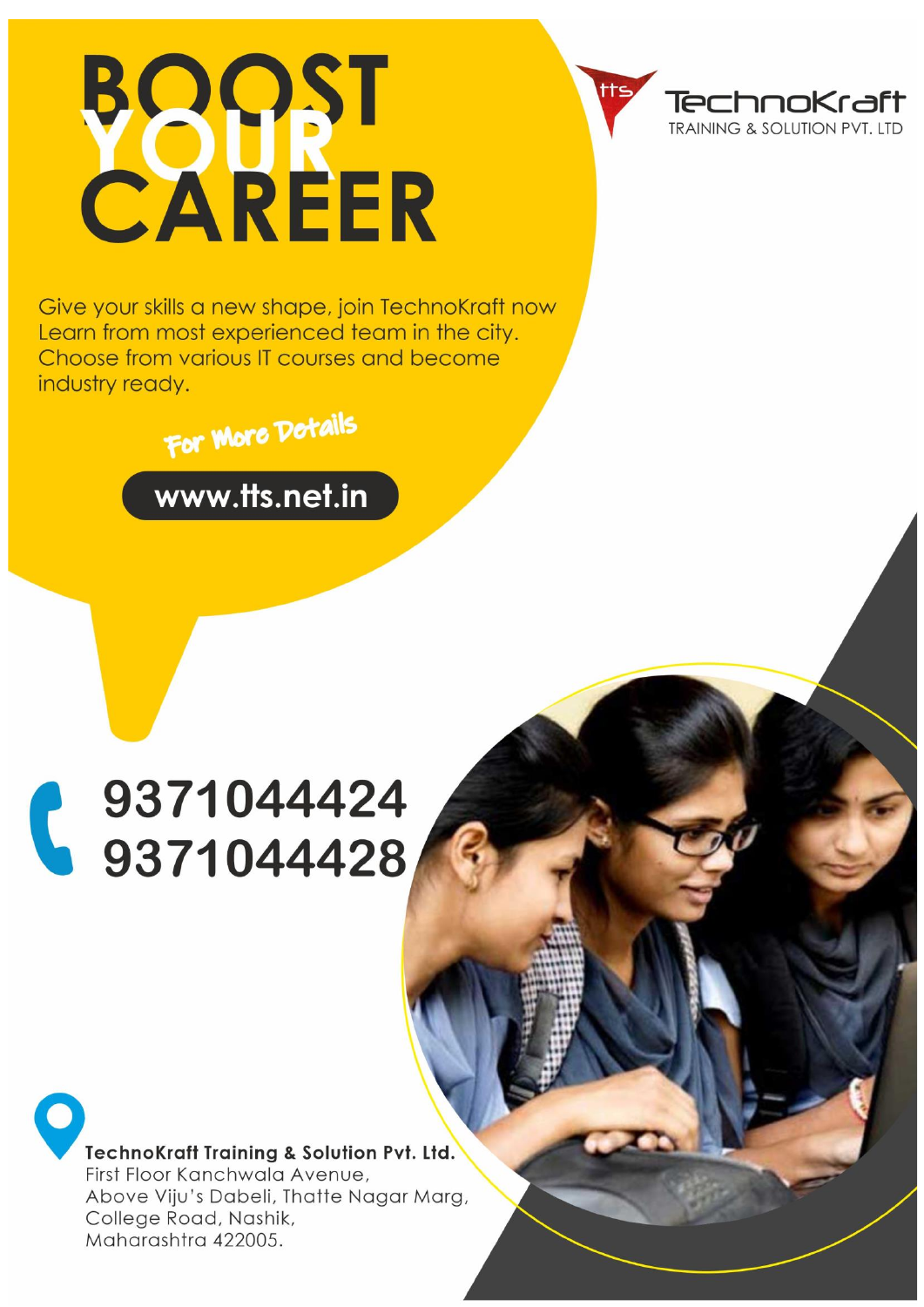# BOOST YOUR CAREER

TechnoKraft
TRAINING & SOLUTION PVT. LTD

Give your skills a new shape, join TechnoKraft now
Learn from most experienced team in the city.
Choose from various IT courses and become industry ready.

For More Details

**www.tts.net.in**

**9371044424**
**9371044428**

**TechnoKraft Training & Solution Pvt. Ltd.**
First Floor Kanchwala Avenue,
Above Viju's Dabeli, Thatte Nagar Marg,
College Road, Nashik,
Maharashtra 422005.